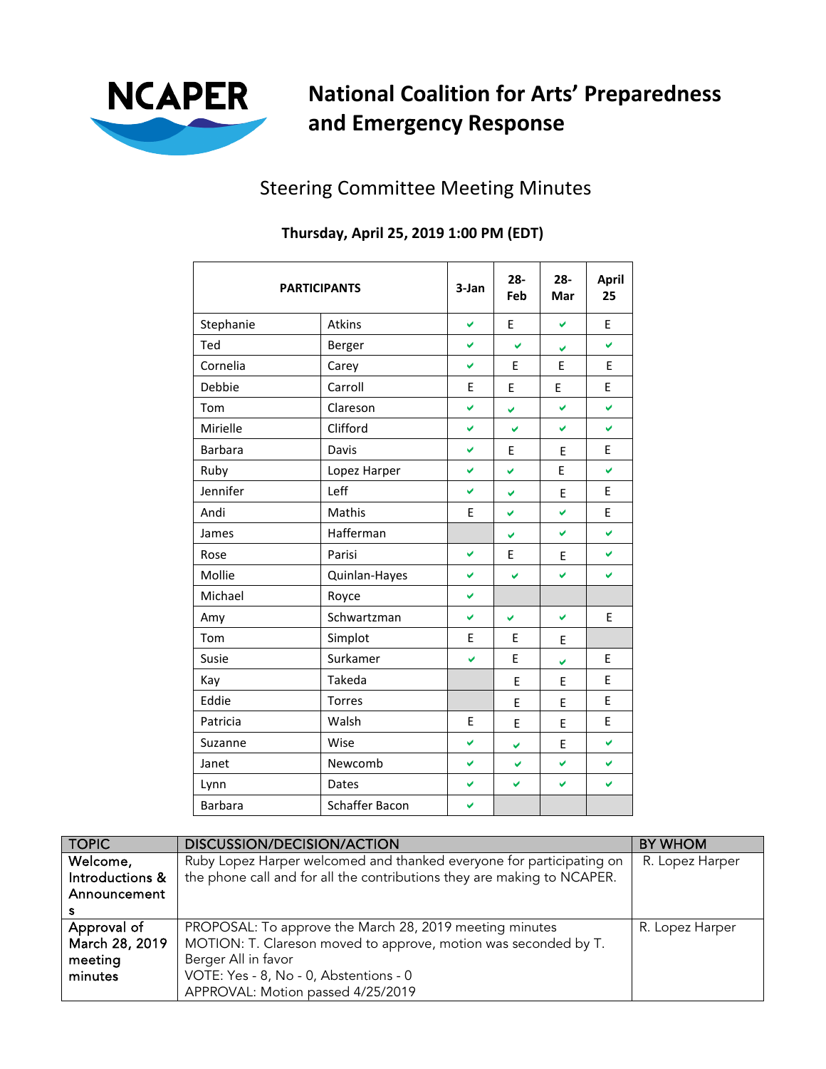# National Coalition for Arts' Preparedness and Emergency Response

## Steering Committee Meeting Minutes

**Thursday, April 25, 2019 1:00 PM (EDT)**

| PARTICIPANTS | | 3-Jan | 28-Feb | 28-Mar | April 25 |
|---|---|---|---|---|---|
| Stephanie | Atkins | ✔ | E | ✔ | E |
| Ted | Berger | ✔ | ✔ | ✔ | ✔ |
| Cornelia | Carey | ✔ | E | E | E |
| Debbie | Carroll | E | E | E | E |
| Tom | Clareson | ✔ | ✔ | ✔ | ✔ |
| Mirielle | Clifford | ✔ | ✔ | ✔ | ✔ |
| Barbara | Davis | ✔ | E | E | E |
| Ruby | Lopez Harper | ✔ | ✔ | E | ✔ |
| Jennifer | Leff | ✔ | ✔ | E | E |
| Andi | Mathis | E | ✔ | ✔ | E |
| James | Hafferman | | ✔ | ✔ | ✔ |
| Rose | Parisi | ✔ | E | E | ✔ |
| Mollie | Quinlan-Hayes | ✔ | ✔ | ✔ | ✔ |
| Michael | Royce | ✔ | | | |
| Amy | Schwartzman | ✔ | ✔ | ✔ | E |
| Tom | Simplot | E | E | E | |
| Susie | Surkamer | ✔ | E | ✔ | E |
| Kay | Takeda | | E | E | E |
| Eddie | Torres | | E | E | E |
| Patricia | Walsh | E | E | E | E |
| Suzanne | Wise | ✔ | ✔ | E | ✔ |
| Janet | Newcomb | ✔ | ✔ | ✔ | ✔ |
| Lynn | Dates | ✔ | ✔ | ✔ | ✔ |
| Barbara | Schaffer Bacon | ✔ | | | |

| TOPIC | DISCUSSION/DECISION/ACTION | BY WHOM |
|---|---|---|
| Welcome, Introductions & Announcements | Ruby Lopez Harper welcomed and thanked everyone for participating on the phone call and for all the contributions they are making to NCAPER. | R. Lopez Harper |
| Approval of March 28, 2019 meeting minutes | PROPOSAL: To approve the March 28, 2019 meeting minutes<br>MOTION: T. Clareson moved to approve, motion was seconded by T. Berger All in favor<br>VOTE: Yes - 8, No - 0, Abstentions - 0<br>APPROVAL: Motion passed 4/25/2019 | R. Lopez Harper |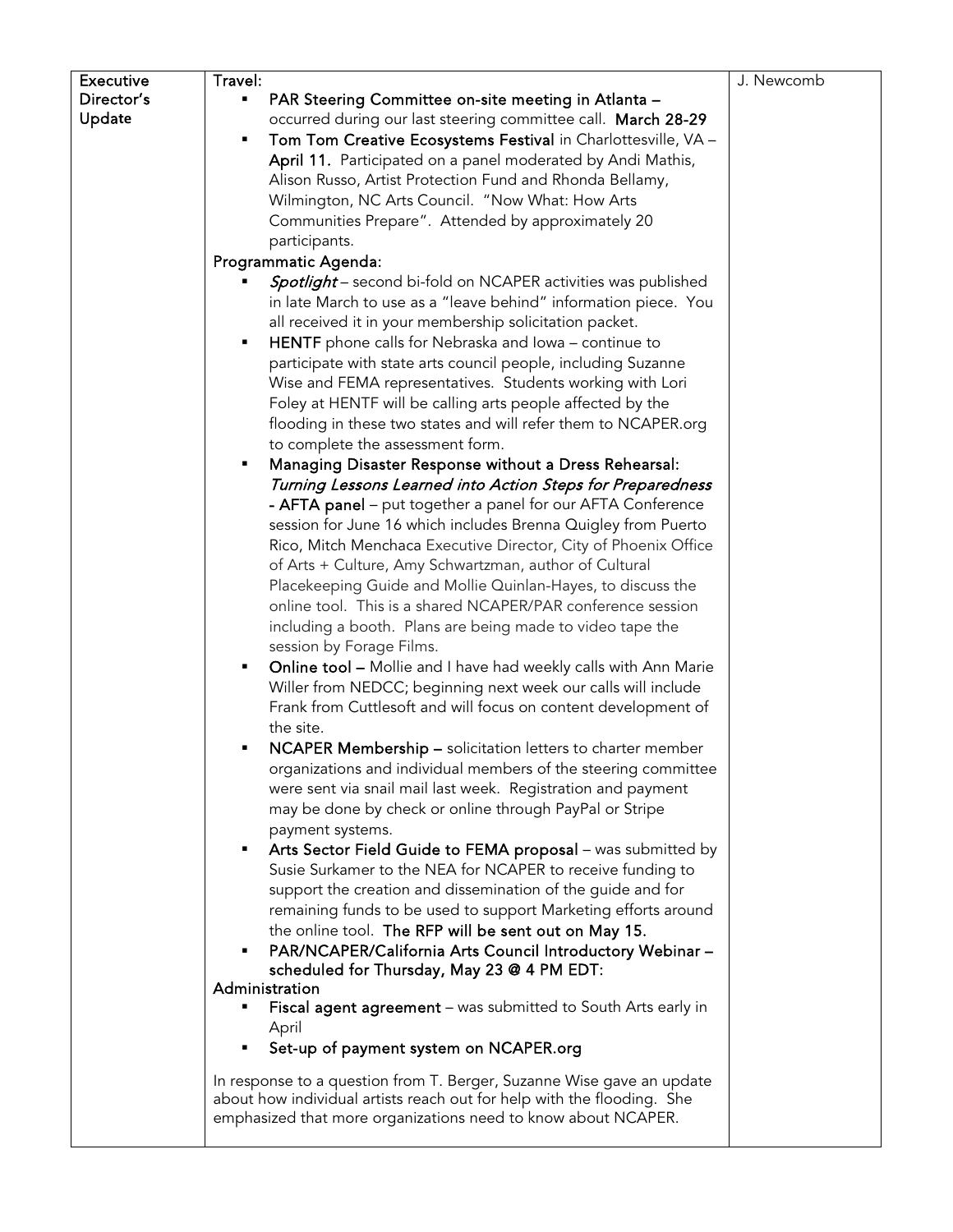| Executive Director's Update | **Travel:**<br>• **PAR Steering Committee on-site meeting in Atlanta –** occurred during our last steering committee call. **March 28-29**<br>• **Tom Tom Creative Ecosystems Festival** in Charlottesville, VA – **April 11.** Participated on a panel moderated by Andi Mathis, Alison Russo, Artist Protection Fund and Rhonda Bellamy, Wilmington, NC Arts Council. "Now What: How Arts Communities Prepare". Attended by approximately 20 participants.<br>**Programmatic Agenda:**<br>• ***Spotlight*** – second bi-fold on NCAPER activities was published in late March to use as a "leave behind" information piece. You all received it in your membership solicitation packet.<br>• **HENTF** phone calls for Nebraska and Iowa – continue to participate with state arts council people, including Suzanne Wise and FEMA representatives. Students working with Lori Foley at HENTF will be calling arts people affected by the flooding in these two states and will refer them to NCAPER.org to complete the assessment form.<br>• **Managing Disaster Response without a Dress Rehearsal: *Turning Lessons Learned into Action Steps for Preparedness* - AFTA panel** – put together a panel for our AFTA Conference session for June 16 which includes Brenna Quigley from Puerto Rico, Mitch Menchaca Executive Director, City of Phoenix Office of Arts + Culture, Amy Schwartzman, author of Cultural Placekeeping Guide and Mollie Quinlan-Hayes, to discuss the online tool. This is a shared NCAPER/PAR conference session including a booth. Plans are being made to video tape the session by Forage Films.<br>• **Online tool –** Mollie and I have had weekly calls with Ann Marie Willer from NEDCC; beginning next week our calls will include Frank from Cuttlesoft and will focus on content development of the site.<br>• **NCAPER Membership –** solicitation letters to charter member organizations and individual members of the steering committee were sent via snail mail last week. Registration and payment may be done by check or online through PayPal or Stripe payment systems.<br>• **Arts Sector Field Guide to FEMA proposal** – was submitted by Susie Surkamer to the NEA for NCAPER to receive funding to support the creation and dissemination of the guide and for remaining funds to be used to support Marketing efforts around the online tool. **The RFP will be sent out on May 15.**<br>• **PAR/NCAPER/California Arts Council Introductory Webinar – scheduled for Thursday, May 23 @ 4 PM EDT:**<br>**Administration**<br>• **Fiscal agent agreement** – was submitted to South Arts early in April<br>• **Set-up of payment system on NCAPER.org**<br><br>In response to a question from T. Berger, Suzanne Wise gave an update about how individual artists reach out for help with the flooding. She emphasized that more organizations need to know about NCAPER. | J. Newcomb |
|---|---|---|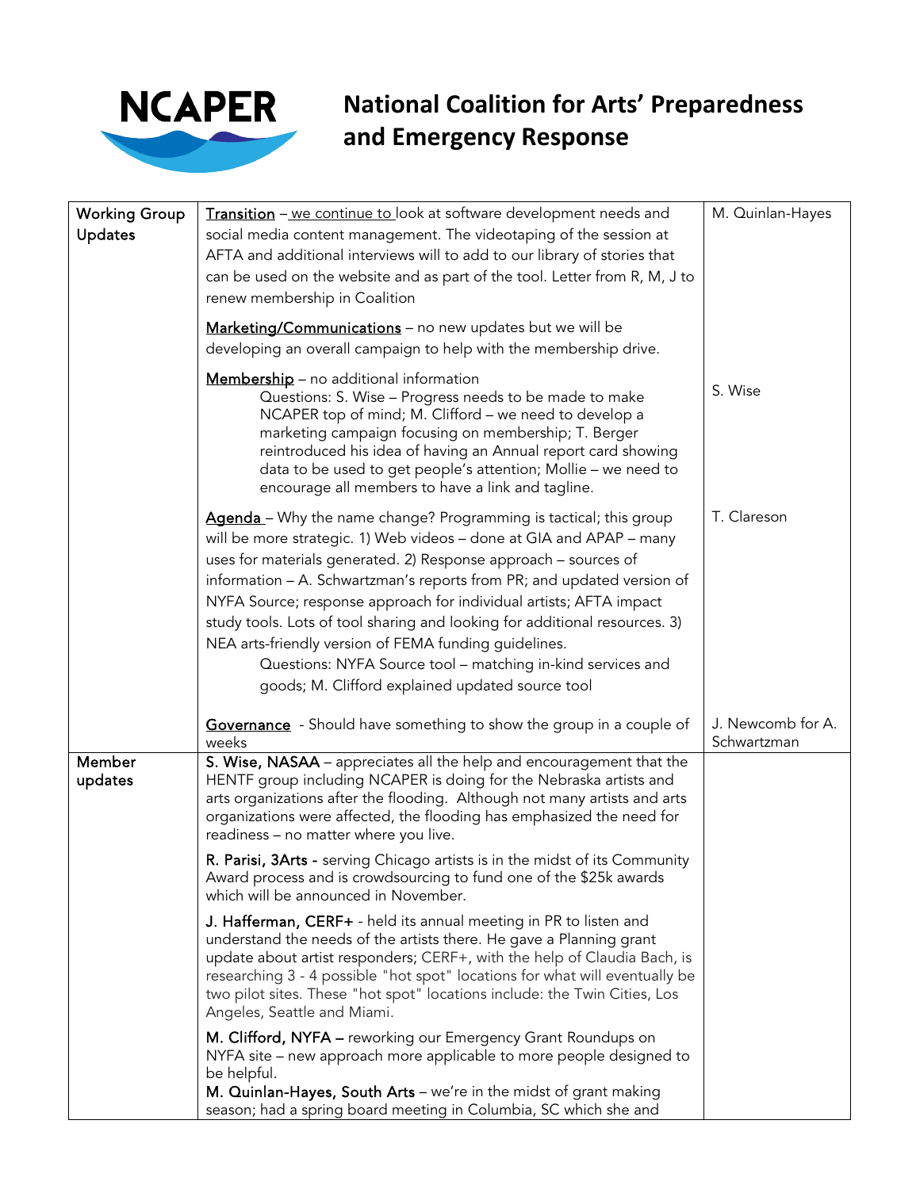# NCAPER

# National Coalition for Arts' Preparedness and Emergency Response

| | | |
|---|---|---|
| Working Group Updates | Transition – we continue to look at software development needs and social media content management. The videotaping of the session at AFTA and additional interviews will to add to our library of stories that can be used on the website and as part of the tool. Letter from R, M, J to renew membership in Coalition<br><br>Marketing/Communications – no new updates but we will be developing an overall campaign to help with the membership drive.<br><br>Membership – no additional information<br>Questions: S. Wise – Progress needs to be made to make NCAPER top of mind; M. Clifford – we need to develop a marketing campaign focusing on membership; T. Berger reintroduced his idea of having an Annual report card showing data to be used to get people's attention; Mollie – we need to encourage all members to have a link and tagline.<br><br>Agenda – Why the name change? Programming is tactical; this group will be more strategic. 1) Web videos – done at GIA and APAP – many uses for materials generated. 2) Response approach – sources of information – A. Schwartzman's reports from PR; and updated version of NYFA Source; response approach for individual artists; AFTA impact study tools. Lots of tool sharing and looking for additional resources. 3) NEA arts-friendly version of FEMA funding guidelines.<br>Questions: NYFA Source tool – matching in-kind services and goods; M. Clifford explained updated source tool<br><br>Governance - Should have something to show the group in a couple of weeks | M. Quinlan-Hayes<br><br><br><br><br><br>S. Wise<br><br><br><br><br>T. Clareson<br><br><br><br><br><br><br><br>J. Newcomb for A. Schwartzman |
| Member updates | **S. Wise, NASAA** – appreciates all the help and encouragement that the HENTF group including NCAPER is doing for the Nebraska artists and arts organizations after the flooding. Although not many artists and arts organizations were affected, the flooding has emphasized the need for readiness – no matter where you live.<br><br>**R. Parisi, 3Arts** - serving Chicago artists is in the midst of its Community Award process and is crowdsourcing to fund one of the $25k awards which will be announced in November.<br><br>**J. Hafferman, CERF+** - held its annual meeting in PR to listen and understand the needs of the artists there. He gave a Planning grant update about artist responders; CERF+, with the help of Claudia Bach, is researching 3 - 4 possible "hot spot" locations for what will eventually be two pilot sites. These "hot spot" locations include: the Twin Cities, Los Angeles, Seattle and Miami.<br><br>**M. Clifford, NYFA** – reworking our Emergency Grant Roundups on NYFA site – new approach more applicable to more people designed to be helpful.<br>**M. Quinlan-Hayes, South Arts** – we're in the midst of grant making season; had a spring board meeting in Columbia, SC which she and | |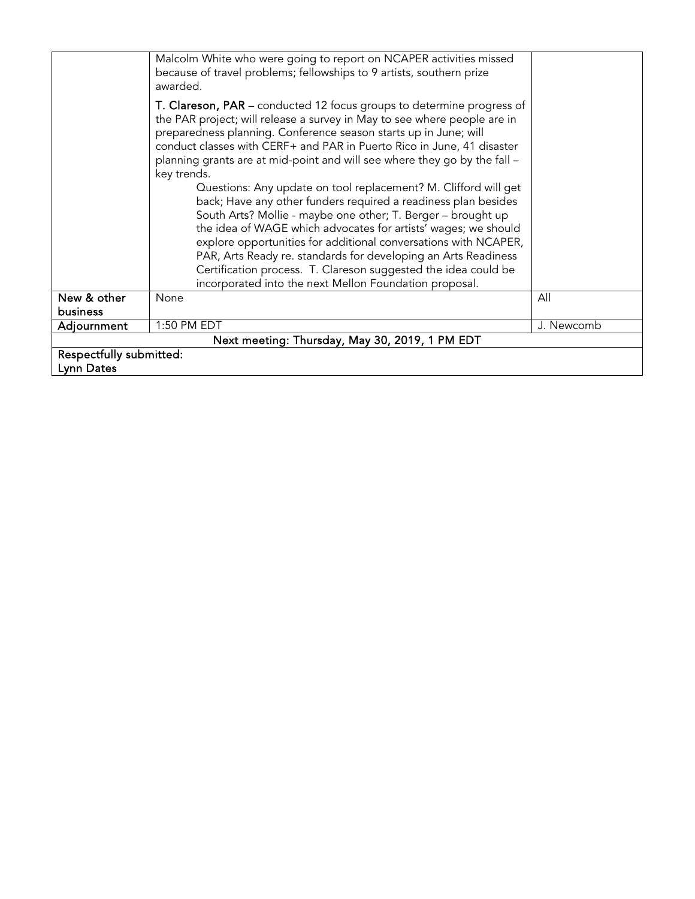| | | |
|---|---|---|
| | Malcolm White who were going to report on NCAPER activities missed because of travel problems; fellowships to 9 artists, southern prize awarded.<br><br>**T. Clareson, PAR** – conducted 12 focus groups to determine progress of the PAR project; will release a survey in May to see where people are in preparedness planning. Conference season starts up in June; will conduct classes with CERF+ and PAR in Puerto Rico in June, 41 disaster planning grants are at mid-point and will see where they go by the fall – key trends.<br>Questions: Any update on tool replacement? M. Clifford will get back; Have any other funders required a readiness plan besides South Arts? Mollie - maybe one other; T. Berger – brought up the idea of WAGE which advocates for artists' wages; we should explore opportunities for additional conversations with NCAPER, PAR, Arts Ready re. standards for developing an Arts Readiness Certification process. T. Clareson suggested the idea could be incorporated into the next Mellon Foundation proposal. | |
| **New & other business** | None | All |
| **Adjournment** | 1:50 PM EDT | J. Newcomb |
| Next meeting: Thursday, May 30, 2019, 1 PM EDT | | |
| **Respectfully submitted:**<br>**Lynn Dates** | | |